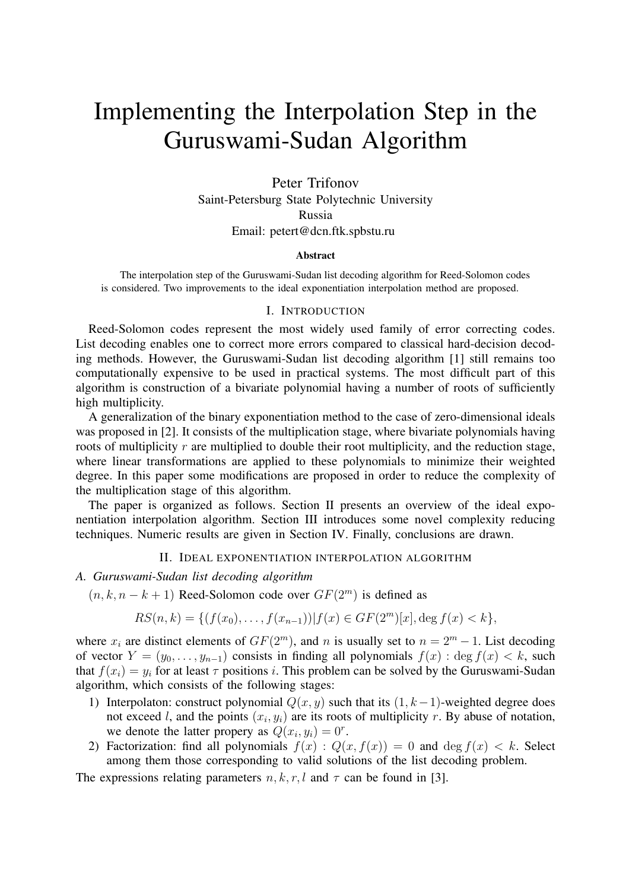# Implementing the Interpolation Step in the Guruswami-Sudan Algorithm

Peter Trifonov
Saint-Petersburg State Polytechnic University
Russia
Email: petert@dcn.ftk.spbstu.ru

**Abstract**

The interpolation step of the Guruswami-Sudan list decoding algorithm for Reed-Solomon codes is considered. Two improvements to the ideal exponentiation interpolation method are proposed.

## I. Introduction

Reed-Solomon codes represent the most widely used family of error correcting codes. List decoding enables one to correct more errors compared to classical hard-decision decoding methods. However, the Guruswami-Sudan list decoding algorithm [1] still remains too computationally expensive to be used in practical systems. The most difficult part of this algorithm is construction of a bivariate polynomial having a number of roots of sufficiently high multiplicity.

A generalization of the binary exponentiation method to the case of zero-dimensional ideals was proposed in [2]. It consists of the multiplication stage, where bivariate polynomials having roots of multiplicity $r$ are multiplied to double their root multiplicity, and the reduction stage, where linear transformations are applied to these polynomials to minimize their weighted degree. In this paper some modifications are proposed in order to reduce the complexity of the multiplication stage of this algorithm.

The paper is organized as follows. Section II presents an overview of the ideal exponentiation interpolation algorithm. Section III introduces some novel complexity reducing techniques. Numeric results are given in Section IV. Finally, conclusions are drawn.

## II. Ideal exponentiation interpolation algorithm

### A. Guruswami-Sudan list decoding algorithm

$(n, k, n-k+1)$ Reed-Solomon code over $GF(2^m)$ is defined as

$$RS(n,k) = \{(f(x_0), \ldots, f(x_{n-1})) | f(x) \in GF(2^m)[x], \deg f(x) < k\},$$

where $x_i$ are distinct elements of $GF(2^m)$, and $n$ is usually set to $n = 2^m - 1$. List decoding of vector $Y = (y_0, \ldots, y_{n-1})$ consists in finding all polynomials $f(x) : \deg f(x) < k$, such that $f(x_i) = y_i$ for at least $\tau$ positions $i$. This problem can be solved by the Guruswami-Sudan algorithm, which consists of the following stages:

1) Interpolaton: construct polynomial $Q(x, y)$ such that its $(1, k-1)$-weighted degree does not exceed $l$, and the points $(x_i, y_i)$ are its roots of multiplicity $r$. By abuse of notation, we denote the latter propery as $Q(x_i, y_i) = 0^r$.
2) Factorization: find all polynomials $f(x) : Q(x, f(x)) = 0$ and $\deg f(x) < k$. Select among them those corresponding to valid solutions of the list decoding problem.

The expressions relating parameters $n, k, r, l$ and $\tau$ can be found in [3].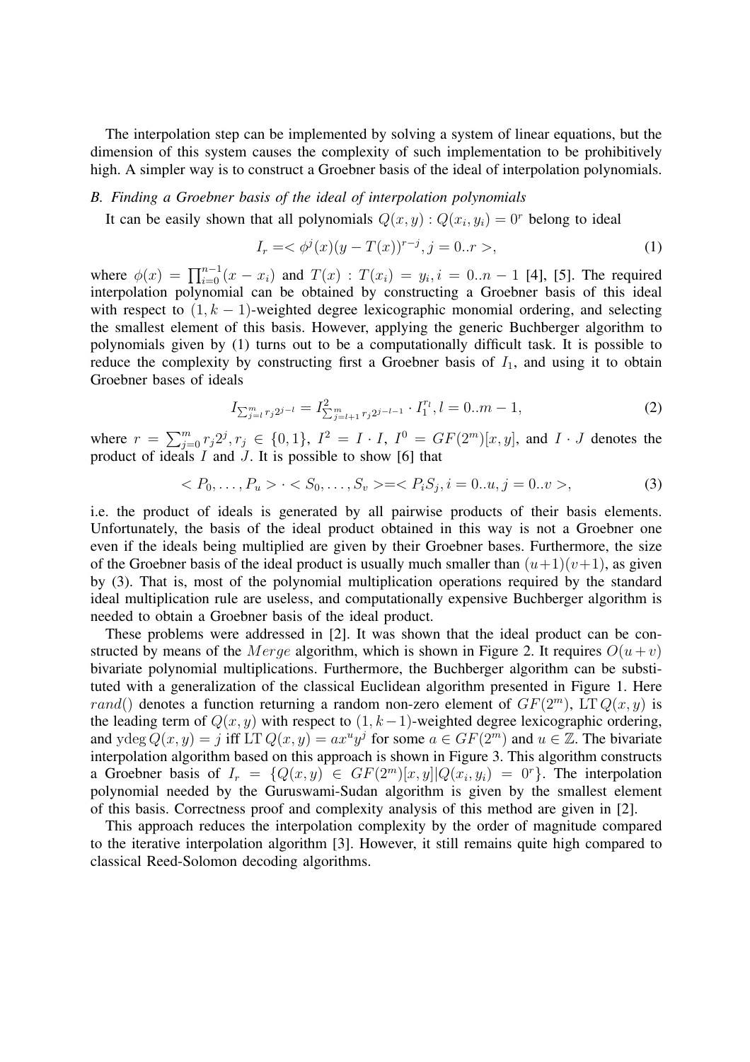The interpolation step can be implemented by solving a system of linear equations, but the dimension of this system causes the complexity of such implementation to be prohibitively high. A simpler way is to construct a Groebner basis of the ideal of interpolation polynomials.

### *B. Finding a Groebner basis of the ideal of interpolation polynomials*

It can be easily shown that all polynomials $Q(x,y) : Q(x_i, y_i) = 0^r$ belong to ideal

$$I_r = <\phi^j(x)(y - T(x))^{r-j}, j = 0..r>, \tag{1}$$

where $\phi(x) = \prod_{i=0}^{n-1}(x - x_i)$ and $T(x) : T(x_i) = y_i, i = 0..n-1$ [4], [5]. The required interpolation polynomial can be obtained by constructing a Groebner basis of this ideal with respect to $(1, k-1)$-weighted degree lexicographic monomial ordering, and selecting the smallest element of this basis. However, applying the generic Buchberger algorithm to polynomials given by (1) turns out to be a computationally difficult task. It is possible to reduce the complexity by constructing first a Groebner basis of $I_1$, and using it to obtain Groebner bases of ideals

$$I_{\sum_{j=l}^{m} r_j 2^{j-l}} = I^2_{\sum_{j=l+1}^{m} r_j 2^{j-l-1}} \cdot I_1^{r_l}, l = 0..m-1, \tag{2}$$

where $r = \sum_{j=0}^{m} r_j 2^j, r_j \in \{0,1\}$, $I^2 = I \cdot I$, $I^0 = GF(2^m)[x,y]$, and $I \cdot J$ denotes the product of ideals $I$ and $J$. It is possible to show [6] that

$$< P_0, \ldots, P_u > \cdot < S_0, \ldots, S_v > = < P_i S_j, i = 0..u, j = 0..v >, \tag{3}$$

i.e. the product of ideals is generated by all pairwise products of their basis elements. Unfortunately, the basis of the ideal product obtained in this way is not a Groebner one even if the ideals being multiplied are given by their Groebner bases. Furthermore, the size of the Groebner basis of the ideal product is usually much smaller than $(u+1)(v+1)$, as given by (3). That is, most of the polynomial multiplication operations required by the standard ideal multiplication rule are useless, and computationally expensive Buchberger algorithm is needed to obtain a Groebner basis of the ideal product.

These problems were addressed in [2]. It was shown that the ideal product can be constructed by means of the $Merge$ algorithm, which is shown in Figure 2. It requires $O(u+v)$ bivariate polynomial multiplications. Furthermore, the Buchberger algorithm can be substituted with a generalization of the classical Euclidean algorithm presented in Figure 1. Here $rand()$ denotes a function returning a random non-zero element of $GF(2^m)$, $\mathrm{LT}\, Q(x,y)$ is the leading term of $Q(x,y)$ with respect to $(1, k-1)$-weighted degree lexicographic ordering, and $\mathrm{ydeg}\, Q(x,y) = j$ iff $\mathrm{LT}\, Q(x,y) = ax^u y^j$ for some $a \in GF(2^m)$ and $u \in \mathbb{Z}$. The bivariate interpolation algorithm based on this approach is shown in Figure 3. This algorithm constructs a Groebner basis of $I_r = \{Q(x,y) \in GF(2^m)[x,y] | Q(x_i, y_i) = 0^r\}$. The interpolation polynomial needed by the Guruswami-Sudan algorithm is given by the smallest element of this basis. Correctness proof and complexity analysis of this method are given in [2].

This approach reduces the interpolation complexity by the order of magnitude compared to the iterative interpolation algorithm [3]. However, it still remains quite high compared to classical Reed-Solomon decoding algorithms.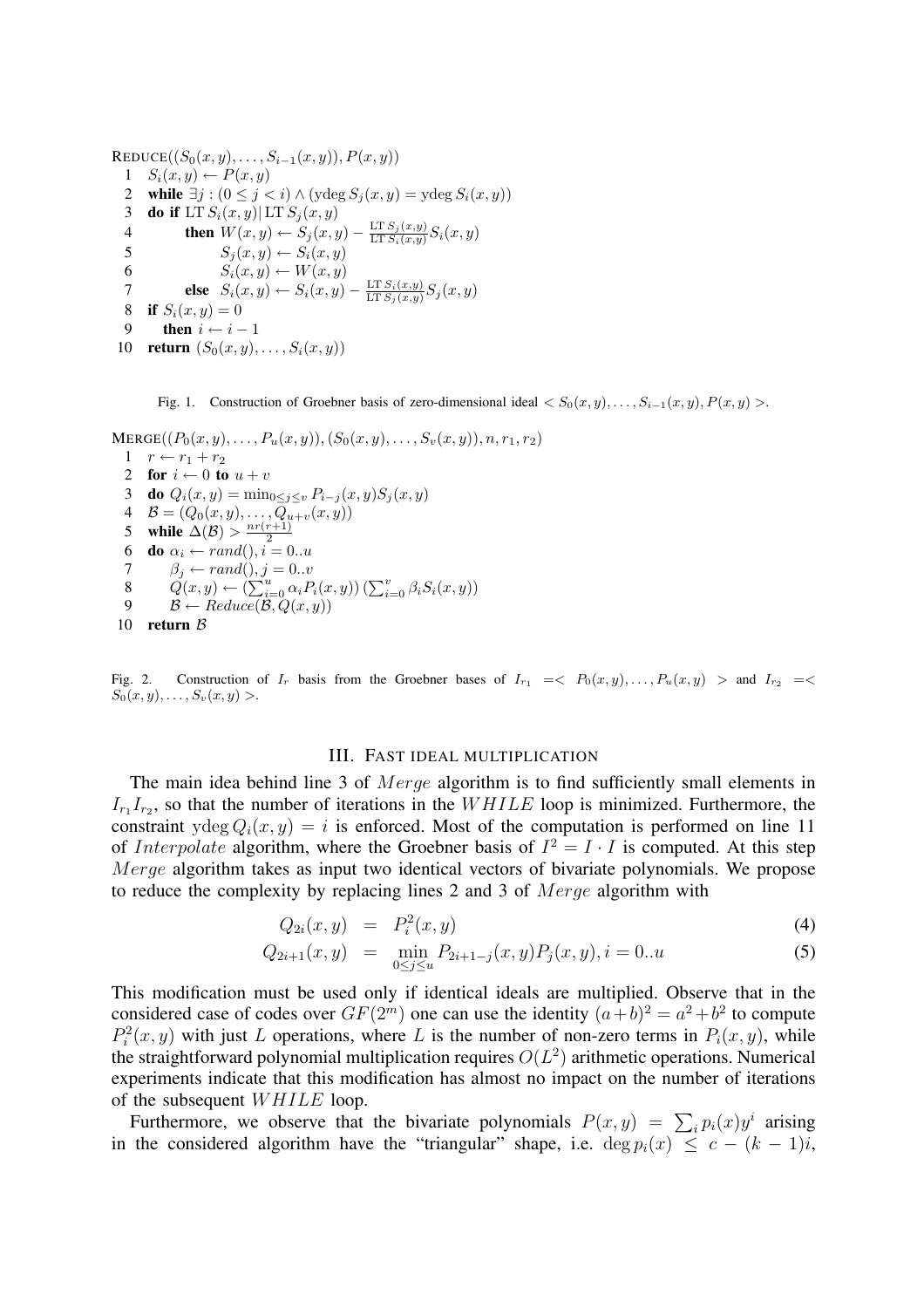```
REDUCE((S_0(x,y),...,S_{i-1}(x,y)), P(x,y))
 1  S_i(x,y) ← P(x,y)
 2  while ∃j : (0 ≤ j < i) ∧ (ydeg S_j(x,y) = ydeg S_i(x,y))
 3  do if LT S_i(x,y) | LT S_j(x,y)
 4        then W(x,y) ← S_j(x,y) − (LT S_j(x,y) / LT S_i(x,y)) S_i(x,y)
 5             S_j(x,y) ← S_i(x,y)
 6             S_i(x,y) ← W(x,y)
 7        else S_i(x,y) ← S_i(x,y) − (LT S_i(x,y) / LT S_j(x,y)) S_j(x,y)
 8  if S_i(x,y) = 0
 9     then i ← i − 1
10  return (S_0(x,y),...,S_i(x,y))
```

Fig. 1. Construction of Groebner basis of zero-dimensional ideal $< S_0(x,y),\ldots,S_{i-1}(x,y),P(x,y) >$.

```
MERGE((P_0(x,y),...,P_u(x,y)), (S_0(x,y),...,S_v(x,y)), n, r_1, r_2)
 1  r ← r_1 + r_2
 2  for i ← 0 to u + v
 3  do Q_i(x,y) = min_{0≤j≤v} P_{i−j}(x,y) S_j(x,y)
 4  B = (Q_0(x,y),...,Q_{u+v}(x,y))
 5  while Δ(B) > nr(r+1)/2
 6  do α_i ← rand(), i = 0..u
 7     β_j ← rand(), j = 0..v
 8     Q(x,y) ← (Σ_{i=0}^{u} α_i P_i(x,y)) (Σ_{i=0}^{v} β_i S_i(x,y))
 9     B ← Reduce(B, Q(x,y))
10  return B
```

Fig. 2. Construction of $I_r$ basis from the Groebner bases of $I_{r_1} =< P_0(x,y),\ldots,P_u(x,y) >$ and $I_{r_2} =< S_0(x,y),\ldots,S_v(x,y) >$.

## III. Fast ideal multiplication

The main idea behind line 3 of *Merge* algorithm is to find sufficiently small elements in $I_{r_1}I_{r_2}$, so that the number of iterations in the *WHILE* loop is minimized. Furthermore, the constraint $\operatorname{ydeg} Q_i(x,y) = i$ is enforced. Most of the computation is performed on line 11 of *Interpolate* algorithm, where the Groebner basis of $I^2 = I \cdot I$ is computed. At this step *Merge* algorithm takes as input two identical vectors of bivariate polynomials. We propose to reduce the complexity by replacing lines 2 and 3 of *Merge* algorithm with

$$Q_{2i}(x,y) = P_i^2(x,y) \tag{4}$$

$$Q_{2i+1}(x,y) = \min_{0 \le j \le u} P_{2i+1-j}(x,y)P_j(x,y), i = 0..u \tag{5}$$

This modification must be used only if identical ideals are multiplied. Observe that in the considered case of codes over $GF(2^m)$ one can use the identity $(a+b)^2 = a^2 + b^2$ to compute $P_i^2(x,y)$ with just $L$ operations, where $L$ is the number of non-zero terms in $P_i(x,y)$, while the straightforward polynomial multiplication requires $O(L^2)$ arithmetic operations. Numerical experiments indicate that this modification has almost no impact on the number of iterations of the subsequent *WHILE* loop.

Furthermore, we observe that the bivariate polynomials $P(x,y) = \sum_i p_i(x)y^i$ arising in the considered algorithm have the "triangular" shape, i.e. $\deg p_i(x) \le c - (k-1)i$,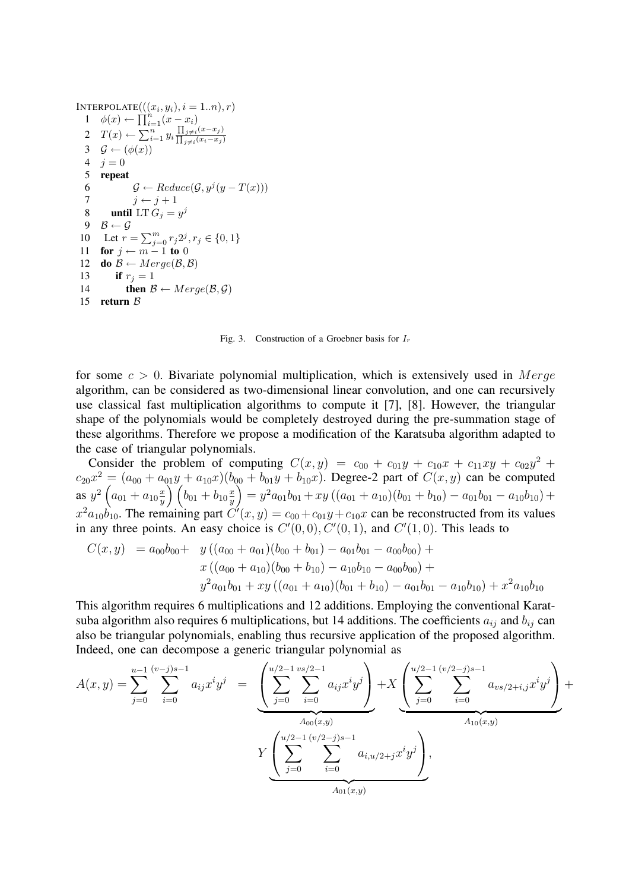```
INTERPOLATE(((x_i, y_i), i = 1..n), r)
 1  φ(x) ← ∏_{i=1}^{n} (x − x_i)
 2  T(x) ← ∑_{i=1}^{n} y_i ∏_{j≠i}(x − x_j) / ∏_{j≠i}(x_i − x_j)
 3  G ← (φ(x))
 4  j = 0
 5  repeat
 6        G ← Reduce(G, y^j (y − T(x)))
 7        j ← j + 1
 8     until LT G_j = y^j
 9  B ← G
10   Let r = ∑_{j=0}^{m} r_j 2^j, r_j ∈ {0, 1}
11  for j ← m − 1 to 0
12  do B ← Merge(B, B)
13      if r_j = 1
14         then B ← Merge(B, G)
15  return B
```

Fig. 3. Construction of a Groebner basis for $I_r$

for some $c > 0$. Bivariate polynomial multiplication, which is extensively used in $Merge$ algorithm, can be considered as two-dimensional linear convolution, and one can recursively use classical fast multiplication algorithms to compute it [7], [8]. However, the triangular shape of the polynomials would be completely destroyed during the pre-summation stage of these algorithms. Therefore we propose a modification of the Karatsuba algorithm adapted to the case of triangular polynomials.

Consider the problem of computing $C(x,y) = c_{00} + c_{01}y + c_{10}x + c_{11}xy + c_{02}y^2 + c_{20}x^2 = (a_{00} + a_{01}y + a_{10}x)(b_{00} + b_{01}y + b_{10}x)$. Degree-2 part of $C(x,y)$ can be computed as $y^2\left(a_{01} + a_{10}\frac{x}{y}\right)\left(b_{01} + b_{10}\frac{x}{y}\right) = y^2a_{01}b_{01} + xy\left((a_{01}+a_{10})(b_{01}+b_{10}) - a_{01}b_{01} - a_{10}b_{10}\right) + x^2a_{10}b_{10}$. The remaining part $C'(x,y) = c_{00} + c_{01}y + c_{10}x$ can be reconstructed from its values in any three points. An easy choice is $C'(0,0), C'(0,1)$, and $C'(1,0)$. This leads to

$$
\begin{aligned}
C(x,y) = a_{00}b_{00} + \; & y\left((a_{00}+a_{01})(b_{00}+b_{01}) - a_{01}b_{01} - a_{00}b_{00}\right) + \\
& x\left((a_{00}+a_{10})(b_{00}+b_{10}) - a_{10}b_{10} - a_{00}b_{00}\right) + \\
& y^2a_{01}b_{01} + xy\left((a_{01}+a_{10})(b_{01}+b_{10}) - a_{01}b_{01} - a_{10}b_{10}\right) + x^2a_{10}b_{10}
\end{aligned}
$$

This algorithm requires 6 multiplications and 12 additions. Employing the conventional Karatsuba algorithm also requires 6 multiplications, but 14 additions. The coefficients $a_{ij}$ and $b_{ij}$ can also be triangular polynomials, enabling thus recursive application of the proposed algorithm. Indeed, one can decompose a generic triangular polynomial as

$$
\begin{aligned}
A(x,y) = \sum_{j=0}^{u-1}\sum_{i=0}^{(v-j)s-1} a_{ij}x^iy^j \; = \; & \underbrace{\left(\sum_{j=0}^{u/2-1}\sum_{i=0}^{vs/2-1} a_{ij}x^iy^j\right)}_{A_{00}(x,y)} + X\underbrace{\left(\sum_{j=0}^{u/2-1}\sum_{i=0}^{(v/2-j)s-1} a_{vs/2+i,j}x^iy^j\right)}_{A_{10}(x,y)} + \\
& Y\underbrace{\left(\sum_{j=0}^{u/2-1}\sum_{i=0}^{(v/2-j)s-1} a_{i,u/2+j}x^iy^j\right)}_{A_{01}(x,y)},
\end{aligned}
$$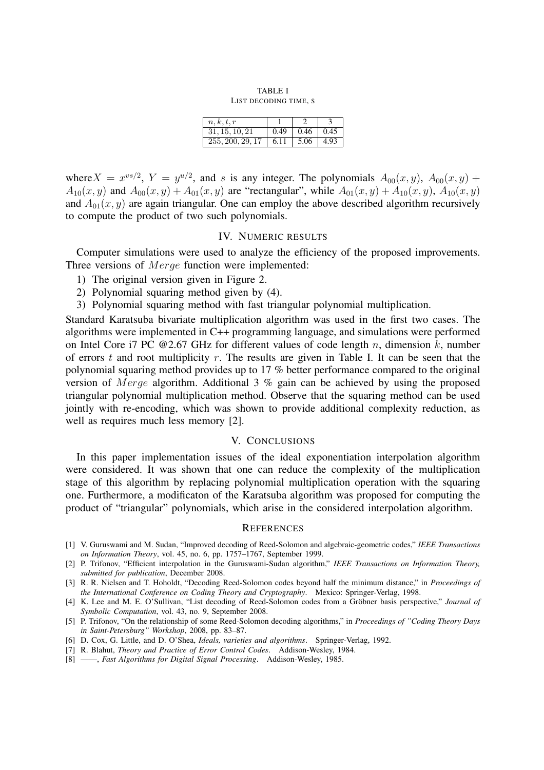TABLE I
LIST DECODING TIME, S

| $n, k, t, r$ | 1 | 2 | 3 |
|---|---|---|---|
| $31, 15, 10, 21$ | 0.49 | 0.46 | 0.45 |
| $255, 200, 29, 17$ | 6.11 | 5.06 | 4.93 |

where$X = x^{vs/2}$, $Y = y^{u/2}$, and $s$ is any integer. The polynomials $A_{00}(x, y)$, $A_{00}(x, y) + A_{10}(x, y)$ and $A_{00}(x, y) + A_{01}(x, y)$ are "rectangular", while $A_{01}(x, y) + A_{10}(x, y)$, $A_{10}(x, y)$ and $A_{01}(x, y)$ are again triangular. One can employ the above described algorithm recursively to compute the product of two such polynomials.

## IV. NUMERIC RESULTS

Computer simulations were used to analyze the efficiency of the proposed improvements. Three versions of $Merge$ function were implemented:

1) The original version given in Figure 2.
2) Polynomial squaring method given by (4).
3) Polynomial squaring method with fast triangular polynomial multiplication.

Standard Karatsuba bivariate multiplication algorithm was used in the first two cases. The algorithms were implemented in C++ programming language, and simulations were performed on Intel Core i7 PC @2.67 GHz for different values of code length $n$, dimension $k$, number of errors $t$ and root multiplicity $r$. The results are given in Table I. It can be seen that the polynomial squaring method provides up to 17 % better performance compared to the original version of $Merge$ algorithm. Additional 3 % gain can be achieved by using the proposed triangular polynomial multiplication method. Observe that the squaring method can be used jointly with re-encoding, which was shown to provide additional complexity reduction, as well as requires much less memory [2].

## V. CONCLUSIONS

In this paper implementation issues of the ideal exponentiation interpolation algorithm were considered. It was shown that one can reduce the complexity of the multiplication stage of this algorithm by replacing polynomial multiplication operation with the squaring one. Furthermore, a modificaton of the Karatsuba algorithm was proposed for computing the product of "triangular" polynomials, which arise in the considered interpolation algorithm.

## REFERENCES

[1] V. Guruswami and M. Sudan, "Improved decoding of Reed-Solomon and algebraic-geometric codes," *IEEE Transactions on Information Theory*, vol. 45, no. 6, pp. 1757–1767, September 1999.

[2] P. Trifonov, "Efficient interpolation in the Guruswami-Sudan algorithm," *IEEE Transactions on Information Theory, submitted for publication*, December 2008.

[3] R. R. Nielsen and T. Hoholdt, "Decoding Reed-Solomon codes beyond half the minimum distance," in *Proceedings of the International Conference on Coding Theory and Cryptography*. Mexico: Springer-Verlag, 1998.

[4] K. Lee and M. E. O'Sullivan, "List decoding of Reed-Solomon codes from a Gröbner basis perspective," *Journal of Symbolic Computation*, vol. 43, no. 9, September 2008.

[5] P. Trifonov, "On the relationship of some Reed-Solomon decoding algorithms," in *Proceedings of "Coding Theory Days in Saint-Petersburg" Workshop*, 2008, pp. 83–87.

[6] D. Cox, G. Little, and D. O'Shea, *Ideals, varieties and algorithms*. Springer-Verlag, 1992.

[7] R. Blahut, *Theory and Practice of Error Control Codes*. Addison-Wesley, 1984.

[8] ——, *Fast Algorithms for Digital Signal Processing*. Addison-Wesley, 1985.